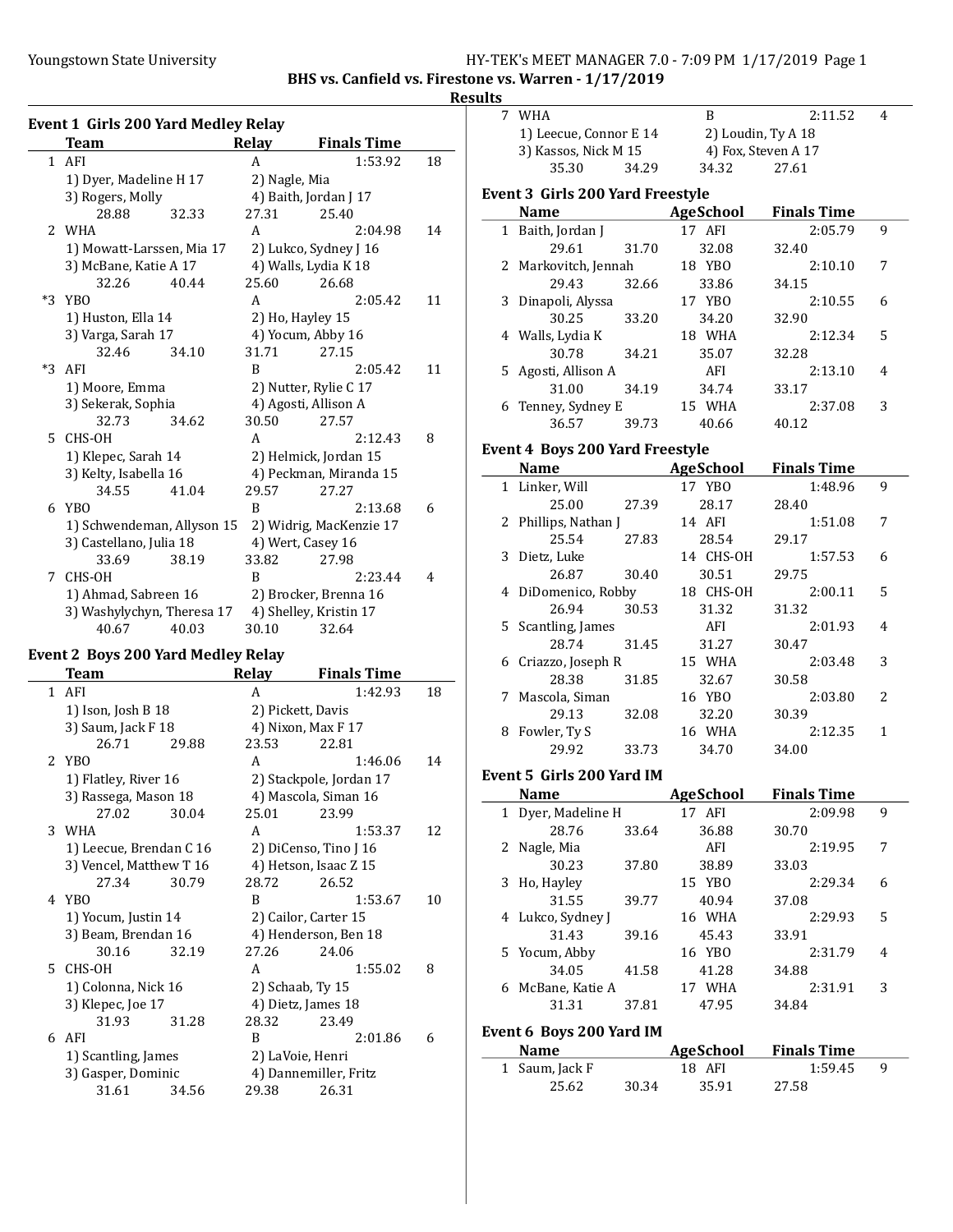Youngstown State University — HY-TEK's MEET MANAGER 7.0 - 7:09 PM 1/17/2019

## BHS vs. Canfield vs. Firestone vs. Warren - 1/17/2019

### Results

#### Event 1 Girls 200 Yard Medley Relay

| | Team | Relay | Finals Time | Points |
|---|---|---|---|---|
| 1 | AFI | A | 1:53.92 | 18 |
| | 1) Dyer, Madeline H 17 | 2) Nagle, Mia | | |
| | 3) Rogers, Molly | 4) Baith, Jordan J 17 | | |
| | 28.88 32.33 | 27.31 25.40 | | |
| 2 | WHA | A | 2:04.98 | 14 |
| | 1) Mowatt-Larssen, Mia 17 | 2) Lukco, Sydney J 16 | | |
| | 3) McBane, Katie A 17 | 4) Walls, Lydia K 18 | | |
| | 32.26 40.44 | 25.60 26.68 | | |
| *3 | YBO | A | 2:05.42 | 11 |
| | 1) Huston, Ella 14 | 2) Ho, Hayley 15 | | |
| | 3) Varga, Sarah 17 | 4) Yocum, Abby 16 | | |
| | 32.46 34.10 | 31.71 27.15 | | |
| *3 | AFI | B | 2:05.42 | 11 |
| | 1) Moore, Emma | 2) Nutter, Rylie C 17 | | |
| | 3) Sekerak, Sophia | 4) Agosti, Allison A | | |
| | 32.73 34.62 | 30.50 27.57 | | |
| 5 | CHS-OH | A | 2:12.43 | 8 |
| | 1) Klepec, Sarah 14 | 2) Helmick, Jordan 15 | | |
| | 3) Kelty, Isabella 16 | 4) Peckman, Miranda 15 | | |
| | 34.55 41.04 | 29.57 27.27 | | |
| 6 | YBO | B | 2:13.68 | 6 |
| | 1) Schwendeman, Allyson 15 | 2) Widrig, MacKenzie 17 | | |
| | 3) Castellano, Julia 18 | 4) Wert, Casey 16 | | |
| | 33.69 38.19 | 33.82 27.98 | | |
| 7 | CHS-OH | B | 2:23.44 | 4 |
| | 1) Ahmad, Sabreen 16 | 2) Brocker, Brenna 16 | | |
| | 3) Washylychyn, Theresa 17 | 4) Shelley, Kristin 17 | | |
| | 40.67 40.03 | 30.10 32.64 | | |

#### Event 2 Boys 200 Yard Medley Relay

| | Team | Relay | Finals Time | Points |
|---|---|---|---|---|
| 1 | AFI | A | 1:42.93 | 18 |
| | 1) Ison, Josh B 18 | 2) Pickett, Davis | | |
| | 3) Saum, Jack F 18 | 4) Nixon, Max F 17 | | |
| | 26.71 29.88 | 23.53 22.81 | | |
| 2 | YBO | A | 1:46.06 | 14 |
| | 1) Flatley, River 16 | 2) Stackpole, Jordan 17 | | |
| | 3) Rassega, Mason 18 | 4) Mascola, Siman 16 | | |
| | 27.02 30.04 | 25.01 23.99 | | |
| 3 | WHA | A | 1:53.37 | 12 |
| | 1) Leecue, Brendan C 16 | 2) DiCenso, Tino J 16 | | |
| | 3) Vencel, Matthew T 16 | 4) Hetson, Isaac Z 15 | | |
| | 27.34 30.79 | 28.72 26.52 | | |
| 4 | YBO | B | 1:53.67 | 10 |
| | 1) Yocum, Justin 14 | 2) Cailor, Carter 15 | | |
| | 3) Beam, Brendan 16 | 4) Henderson, Ben 18 | | |
| | 30.16 32.19 | 27.26 24.06 | | |
| 5 | CHS-OH | A | 1:55.02 | 8 |
| | 1) Colonna, Nick 16 | 2) Schaab, Ty 15 | | |
| | 3) Klepec, Joe 17 | 4) Dietz, James 18 | | |
| | 31.93 31.28 | 28.32 23.49 | | |
| 6 | AFI | B | 2:01.86 | 6 |
| | 1) Scantling, James | 2) LaVoie, Henri | | |
| | 3) Gasper, Dominic | 4) Dannemiller, Fritz | | |
| | 31.61 34.56 | 29.38 26.31 | | |
| 7 | WHA | B | 2:11.52 | 4 |
| | 1) Leecue, Connor E 14 | 2) Loudin, Ty A 18 | | |
| | 3) Kassos, Nick M 15 | 4) Fox, Steven A 17 | | |
| | 35.30 34.29 | 34.32 27.61 | | |

#### Event 3 Girls 200 Yard Freestyle

| | Name | Age | School | Finals Time | Points |
|---|---|---|---|---|---|
| 1 | Baith, Jordan J | 17 | AFI | 2:05.79 | 9 |
| | 29.61 31.70 | 32.08 | | 32.40 | |
| 2 | Markovitch, Jennah | 18 | YBO | 2:10.10 | 7 |
| | 29.43 32.66 | 33.86 | | 34.15 | |
| 3 | Dinapoli, Alyssa | 17 | YBO | 2:10.55 | 6 |
| | 30.25 33.20 | 34.20 | | 32.90 | |
| 4 | Walls, Lydia K | 18 | WHA | 2:12.34 | 5 |
| | 30.78 34.21 | 35.07 | | 32.28 | |
| 5 | Agosti, Allison A | | AFI | 2:13.10 | 4 |
| | 31.00 34.19 | 34.74 | | 33.17 | |
| 6 | Tenney, Sydney E | 15 | WHA | 2:37.08 | 3 |
| | 36.57 39.73 | 40.66 | | 40.12 | |

#### Event 4 Boys 200 Yard Freestyle

| | Name | Age | School | Finals Time | Points |
|---|---|---|---|---|---|
| 1 | Linker, Will | 17 | YBO | 1:48.96 | 9 |
| | 25.00 27.39 | 28.17 | | 28.40 | |
| 2 | Phillips, Nathan J | 14 | AFI | 1:51.08 | 7 |
| | 25.54 27.83 | 28.54 | | 29.17 | |
| 3 | Dietz, Luke | 14 | CHS-OH | 1:57.53 | 6 |
| | 26.87 30.40 | 30.51 | | 29.75 | |
| 4 | DiDomenico, Robby | 18 | CHS-OH | 2:00.11 | 5 |
| | 26.94 30.53 | 31.32 | | 31.32 | |
| 5 | Scantling, James | | AFI | 2:01.93 | 4 |
| | 28.74 31.45 | 31.27 | | 30.47 | |
| 6 | Criazzo, Joseph R | 15 | WHA | 2:03.48 | 3 |
| | 28.38 31.85 | 32.67 | | 30.58 | |
| 7 | Mascola, Siman | 16 | YBO | 2:03.80 | 2 |
| | 29.13 32.08 | 32.20 | | 30.39 | |
| 8 | Fowler, Ty S | 16 | WHA | 2:12.35 | 1 |
| | 29.92 33.73 | 34.70 | | 34.00 | |

#### Event 5 Girls 200 Yard IM

| | Name | Age | School | Finals Time | Points |
|---|---|---|---|---|---|
| 1 | Dyer, Madeline H | 17 | AFI | 2:09.98 | 9 |
| | 28.76 33.64 | 36.88 | | 30.70 | |
| 2 | Nagle, Mia | | AFI | 2:19.95 | 7 |
| | 30.23 37.80 | 38.89 | | 33.03 | |
| 3 | Ho, Hayley | 15 | YBO | 2:29.34 | 6 |
| | 31.55 39.77 | 40.94 | | 37.08 | |
| 4 | Lukco, Sydney J | 16 | WHA | 2:29.93 | 5 |
| | 31.43 39.16 | 45.43 | | 33.91 | |
| 5 | Yocum, Abby | 16 | YBO | 2:31.79 | 4 |
| | 34.05 41.58 | 41.28 | | 34.88 | |
| 6 | McBane, Katie A | 17 | WHA | 2:31.91 | 3 |
| | 31.31 37.81 | 47.95 | | 34.84 | |

#### Event 6 Boys 200 Yard IM

| | Name | Age | School | Finals Time | Points |
|---|---|---|---|---|---|
| 1 | Saum, Jack F | 18 | AFI | 1:59.45 | 9 |
| | 25.62 30.34 | 35.91 | | 27.58 | |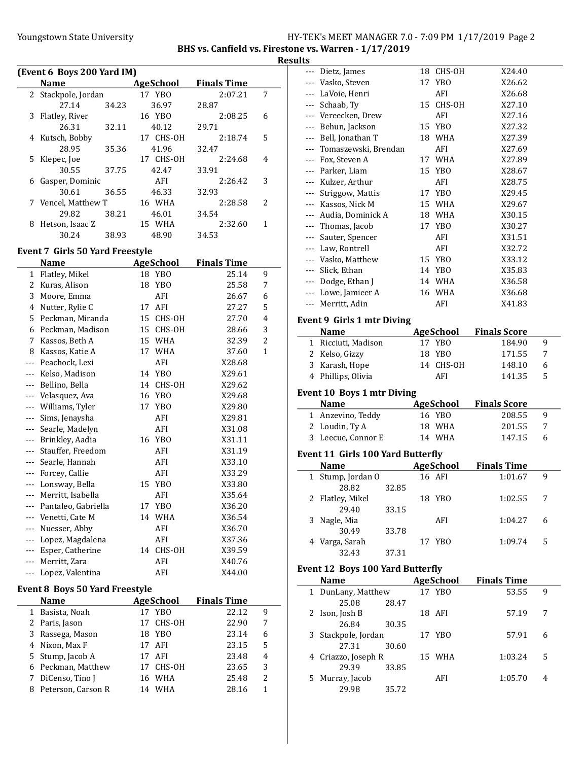BHS vs. Canfield vs. Firestone vs. Warren - 1/17/2019

Results

### (Event 6 Boys 200 Yard IM)

| | Name | Age | School | Finals Time | |
|---|---|---|---|---|---|
| 2 | Stackpole, Jordan | 17 | YBO | 2:07.21 | 7 |
| | 27.14 34.23 36.97 28.87 | | | | |
| 3 | Flatley, River | 16 | YBO | 2:08.25 | 6 |
| | 26.31 32.11 40.12 29.71 | | | | |
| 4 | Kutsch, Bobby | 17 | CHS-OH | 2:18.74 | 5 |
| | 28.95 35.36 41.96 32.47 | | | | |
| 5 | Klepec, Joe | 17 | CHS-OH | 2:24.68 | 4 |
| | 30.55 37.75 42.47 33.91 | | | | |
| 6 | Gasper, Dominic | | AFI | 2:26.42 | 3 |
| | 30.61 36.55 46.33 32.93 | | | | |
| 7 | Vencel, Matthew T | 16 | WHA | 2:28.58 | 2 |
| | 29.82 38.21 46.01 34.54 | | | | |
| 8 | Hetson, Isaac Z | 15 | WHA | 2:32.60 | 1 |
| | 30.24 38.93 48.90 34.53 | | | | |

### Event 7 Girls 50 Yard Freestyle

| | Name | Age | School | Finals Time | |
|---|---|---|---|---|---|
| 1 | Flatley, Mikel | 18 | YBO | 25.14 | 9 |
| 2 | Kuras, Alison | 18 | YBO | 25.58 | 7 |
| 3 | Moore, Emma | | AFI | 26.67 | 6 |
| 4 | Nutter, Rylie C | 17 | AFI | 27.27 | 5 |
| 5 | Peckman, Miranda | 15 | CHS-OH | 27.70 | 4 |
| 6 | Peckman, Madison | 15 | CHS-OH | 28.66 | 3 |
| 7 | Kassos, Beth A | 15 | WHA | 32.39 | 2 |
| 8 | Kassos, Katie A | 17 | WHA | 37.60 | 1 |
| --- | Peachock, Lexi | | AFI | X28.68 | |
| --- | Kelso, Madison | 14 | YBO | X29.61 | |
| --- | Bellino, Bella | 14 | CHS-OH | X29.62 | |
| --- | Velasquez, Ava | 16 | YBO | X29.68 | |
| --- | Williams, Tyler | 17 | YBO | X29.80 | |
| --- | Sims, Jenaysha | | AFI | X29.81 | |
| --- | Searle, Madelyn | | AFI | X31.08 | |
| --- | Brinkley, Aadia | 16 | YBO | X31.11 | |
| --- | Stauffer, Freedom | | AFI | X31.19 | |
| --- | Searle, Hannah | | AFI | X33.10 | |
| --- | Forcey, Callie | | AFI | X33.29 | |
| --- | Lonsway, Bella | 15 | YBO | X33.80 | |
| --- | Merritt, Isabella | | AFI | X35.64 | |
| --- | Pantaleo, Gabriella | 17 | YBO | X36.20 | |
| --- | Venetti, Cate M | 14 | WHA | X36.54 | |
| --- | Nuesser, Abby | | AFI | X36.70 | |
| --- | Lopez, Magdalena | | AFI | X37.36 | |
| --- | Esper, Catherine | 14 | CHS-OH | X39.59 | |
| --- | Merritt, Zara | | AFI | X40.76 | |
| --- | Lopez, Valentina | | AFI | X44.00 | |

### Event 8 Boys 50 Yard Freestyle

| | Name | Age | School | Finals Time | |
|---|---|---|---|---|---|
| 1 | Basista, Noah | 17 | YBO | 22.12 | 9 |
| 2 | Paris, Jason | 17 | CHS-OH | 22.90 | 7 |
| 3 | Rassega, Mason | 18 | YBO | 23.14 | 6 |
| 4 | Nixon, Max F | 17 | AFI | 23.15 | 5 |
| 5 | Stump, Jacob A | 17 | AFI | 23.48 | 4 |
| 6 | Peckman, Matthew | 17 | CHS-OH | 23.65 | 3 |
| 7 | DiCenso, Tino J | 16 | WHA | 25.48 | 2 |
| 8 | Peterson, Carson R | 14 | WHA | 28.16 | 1 |
| --- | Dietz, James | 18 | CHS-OH | X24.40 | |
| --- | Vasko, Steven | 17 | YBO | X26.62 | |
| --- | LaVoie, Henri | | AFI | X26.68 | |
| --- | Schaab, Ty | 15 | CHS-OH | X27.10 | |
| --- | Vereecken, Drew | | AFI | X27.16 | |
| --- | Behun, Jackson | 15 | YBO | X27.32 | |
| --- | Bell, Jonathan T | 18 | WHA | X27.39 | |
| --- | Tomaszewski, Brendan | | AFI | X27.69 | |
| --- | Fox, Steven A | 17 | WHA | X27.89 | |
| --- | Parker, Liam | 15 | YBO | X28.67 | |
| --- | Kulzer, Arthur | | AFI | X28.75 | |
| --- | Striggow, Mattis | 17 | YBO | X29.45 | |
| --- | Kassos, Nick M | 15 | WHA | X29.67 | |
| --- | Audia, Dominick A | 18 | WHA | X30.15 | |
| --- | Thomas, Jacob | 17 | YBO | X30.27 | |
| --- | Sauter, Spencer | | AFI | X31.51 | |
| --- | Law, Rontrell | | AFI | X32.72 | |
| --- | Vasko, Matthew | 15 | YBO | X33.12 | |
| --- | Slick, Ethan | 14 | YBO | X35.83 | |
| --- | Dodge, Ethan J | 14 | WHA | X36.58 | |
| --- | Lowe, Jamieer A | 16 | WHA | X36.68 | |
| --- | Merritt, Adin | | AFI | X41.83 | |

### Event 9 Girls 1 mtr Diving

| | Name | Age | School | Finals Score | |
|---|---|---|---|---|---|
| 1 | Ricciuti, Madison | 17 | YBO | 184.90 | 9 |
| 2 | Kelso, Gizzy | 18 | YBO | 171.55 | 7 |
| 3 | Karash, Hope | 14 | CHS-OH | 148.10 | 6 |
| 4 | Phillips, Olivia | | AFI | 141.35 | 5 |

### Event 10 Boys 1 mtr Diving

| | Name | Age | School | Finals Score | |
|---|---|---|---|---|---|
| 1 | Anzevino, Teddy | 16 | YBO | 208.55 | 9 |
| 2 | Loudin, Ty A | 18 | WHA | 201.55 | 7 |
| 3 | Leecue, Connor E | 14 | WHA | 147.15 | 6 |

### Event 11 Girls 100 Yard Butterfly

| | Name | Age | School | Finals Time | |
|---|---|---|---|---|---|
| 1 | Stump, Jordan O | 16 | AFI | 1:01.67 | 9 |
| | 28.82 32.85 | | | | |
| 2 | Flatley, Mikel | 18 | YBO | 1:02.55 | 7 |
| | 29.40 33.15 | | | | |
| 3 | Nagle, Mia | | AFI | 1:04.27 | 6 |
| | 30.49 33.78 | | | | |
| 4 | Varga, Sarah | 17 | YBO | 1:09.74 | 5 |
| | 32.43 37.31 | | | | |

### Event 12 Boys 100 Yard Butterfly

| | Name | Age | School | Finals Time | |
|---|---|---|---|---|---|
| 1 | DunLany, Matthew | 17 | YBO | 53.55 | 9 |
| | 25.08 28.47 | | | | |
| 2 | Ison, Josh B | 18 | AFI | 57.19 | 7 |
| | 26.84 30.35 | | | | |
| 3 | Stackpole, Jordan | 17 | YBO | 57.91 | 6 |
| | 27.31 30.60 | | | | |
| 4 | Criazzo, Joseph R | 15 | WHA | 1:03.24 | 5 |
| | 29.39 33.85 | | | | |
| 5 | Murray, Jacob | | AFI | 1:05.70 | 4 |
| | 29.98 35.72 | | | | |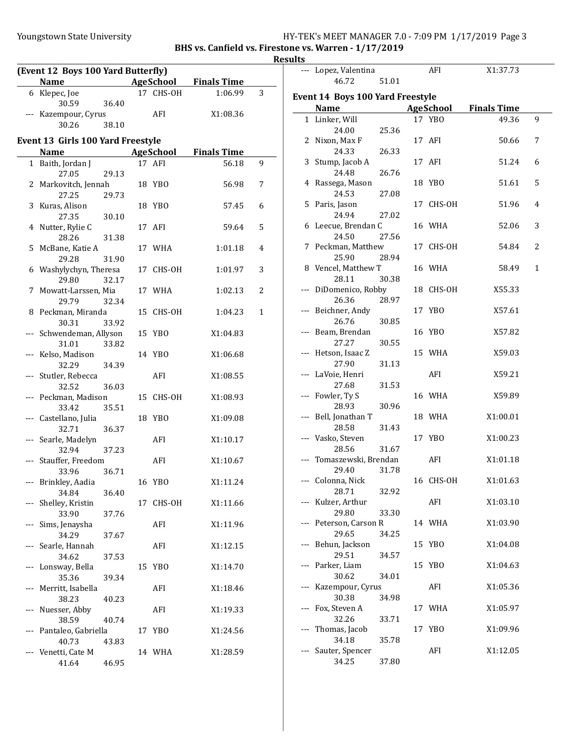## BHS vs. Canfield vs. Firestone vs. Warren - 1/17/2019

### Results

**(Event 12 Boys 100 Yard Butterfly)**

| | Name | Age | School | Finals Time | |
|---|---|---|---|---|---|
| 6 | Klepec, Joe | 17 | CHS-OH | 1:06.99 | 3 |
| | 30.59 36.40 | | | | |
| --- | Kazempour, Cyrus | | AFI | X1:08.36 | |
| | 30.26 38.10 | | | | |

**Event 13 Girls 100 Yard Freestyle**

| | Name | Age | School | Finals Time | |
|---|---|---|---|---|---|
| 1 | Baith, Jordan J | 17 | AFI | 56.18 | 9 |
| | 27.05 29.13 | | | | |
| 2 | Markovitch, Jennah | 18 | YBO | 56.98 | 7 |
| | 27.25 29.73 | | | | |
| 3 | Kuras, Alison | 18 | YBO | 57.45 | 6 |
| | 27.35 30.10 | | | | |
| 4 | Nutter, Rylie C | 17 | AFI | 59.64 | 5 |
| | 28.26 31.38 | | | | |
| 5 | McBane, Katie A | 17 | WHA | 1:01.18 | 4 |
| | 29.28 31.90 | | | | |
| 6 | Washylychyn, Theresa | 17 | CHS-OH | 1:01.97 | 3 |
| | 29.80 32.17 | | | | |
| 7 | Mowatt-Larssen, Mia | 17 | WHA | 1:02.13 | 2 |
| | 29.79 32.34 | | | | |
| 8 | Peckman, Miranda | 15 | CHS-OH | 1:04.23 | 1 |
| | 30.31 33.92 | | | | |
| --- | Schwendeman, Allyson | 15 | YBO | X1:04.83 | |
| | 31.01 33.82 | | | | |
| --- | Kelso, Madison | 14 | YBO | X1:06.68 | |
| | 32.29 34.39 | | | | |
| --- | Stutler, Rebecca | | AFI | X1:08.55 | |
| | 32.52 36.03 | | | | |
| --- | Peckman, Madison | 15 | CHS-OH | X1:08.93 | |
| | 33.42 35.51 | | | | |
| --- | Castellano, Julia | 18 | YBO | X1:09.08 | |
| | 32.71 36.37 | | | | |
| --- | Searle, Madelyn | | AFI | X1:10.17 | |
| | 32.94 37.23 | | | | |
| --- | Stauffer, Freedom | | AFI | X1:10.67 | |
| | 33.96 36.71 | | | | |
| --- | Brinkley, Aadia | 16 | YBO | X1:11.24 | |
| | 34.84 36.40 | | | | |
| --- | Shelley, Kristin | 17 | CHS-OH | X1:11.66 | |
| | 33.90 37.76 | | | | |
| --- | Sims, Jenaysha | | AFI | X1:11.96 | |
| | 34.29 37.67 | | | | |
| --- | Searle, Hannah | | AFI | X1:12.15 | |
| | 34.62 37.53 | | | | |
| --- | Lonsway, Bella | 15 | YBO | X1:14.70 | |
| | 35.36 39.34 | | | | |
| --- | Merritt, Isabella | | AFI | X1:18.46 | |
| | 38.23 40.23 | | | | |
| --- | Nuesser, Abby | | AFI | X1:19.33 | |
| | 38.59 40.74 | | | | |
| --- | Pantaleo, Gabriella | 17 | YBO | X1:24.56 | |
| | 40.73 43.83 | | | | |
| --- | Venetti, Cate M | 14 | WHA | X1:28.59 | |
| | 41.64 46.95 | | | | |
| --- | Lopez, Valentina | | AFI | X1:37.73 | |
| | 46.72 51.01 | | | | |

**Event 14 Boys 100 Yard Freestyle**

| | Name | Age | School | Finals Time | |
|---|---|---|---|---|---|
| 1 | Linker, Will | 17 | YBO | 49.36 | 9 |
| | 24.00 25.36 | | | | |
| 2 | Nixon, Max F | 17 | AFI | 50.66 | 7 |
| | 24.33 26.33 | | | | |
| 3 | Stump, Jacob A | 17 | AFI | 51.24 | 6 |
| | 24.48 26.76 | | | | |
| 4 | Rassega, Mason | 18 | YBO | 51.61 | 5 |
| | 24.53 27.08 | | | | |
| 5 | Paris, Jason | 17 | CHS-OH | 51.96 | 4 |
| | 24.94 27.02 | | | | |
| 6 | Leecue, Brendan C | 16 | WHA | 52.06 | 3 |
| | 24.50 27.56 | | | | |
| 7 | Peckman, Matthew | 17 | CHS-OH | 54.84 | 2 |
| | 25.90 28.94 | | | | |
| 8 | Vencel, Matthew T | 16 | WHA | 58.49 | 1 |
| | 28.11 30.38 | | | | |
| --- | DiDomenico, Robby | 18 | CHS-OH | X55.33 | |
| | 26.36 28.97 | | | | |
| --- | Beichner, Andy | 17 | YBO | X57.61 | |
| | 26.76 30.85 | | | | |
| --- | Beam, Brendan | 16 | YBO | X57.82 | |
| | 27.27 30.55 | | | | |
| --- | Hetson, Isaac Z | 15 | WHA | X59.03 | |
| | 27.90 31.13 | | | | |
| --- | LaVoie, Henri | | AFI | X59.21 | |
| | 27.68 31.53 | | | | |
| --- | Fowler, Ty S | 16 | WHA | X59.89 | |
| | 28.93 30.96 | | | | |
| --- | Bell, Jonathan T | 18 | WHA | X1:00.01 | |
| | 28.58 31.43 | | | | |
| --- | Vasko, Steven | 17 | YBO | X1:00.23 | |
| | 28.56 31.67 | | | | |
| --- | Tomaszewski, Brendan | | AFI | X1:01.18 | |
| | 29.40 31.78 | | | | |
| --- | Colonna, Nick | 16 | CHS-OH | X1:01.63 | |
| | 28.71 32.92 | | | | |
| --- | Kulzer, Arthur | | AFI | X1:03.10 | |
| | 29.80 33.30 | | | | |
| --- | Peterson, Carson R | 14 | WHA | X1:03.90 | |
| | 29.65 34.25 | | | | |
| --- | Behun, Jackson | 15 | YBO | X1:04.08 | |
| | 29.51 34.57 | | | | |
| --- | Parker, Liam | 15 | YBO | X1:04.63 | |
| | 30.62 34.01 | | | | |
| --- | Kazempour, Cyrus | | AFI | X1:05.36 | |
| | 30.38 34.98 | | | | |
| --- | Fox, Steven A | 17 | WHA | X1:05.97 | |
| | 32.26 33.71 | | | | |
| --- | Thomas, Jacob | 17 | YBO | X1:09.96 | |
| | 34.18 35.78 | | | | |
| --- | Sauter, Spencer | | AFI | X1:12.05 | |
| | 34.25 37.80 | | | | |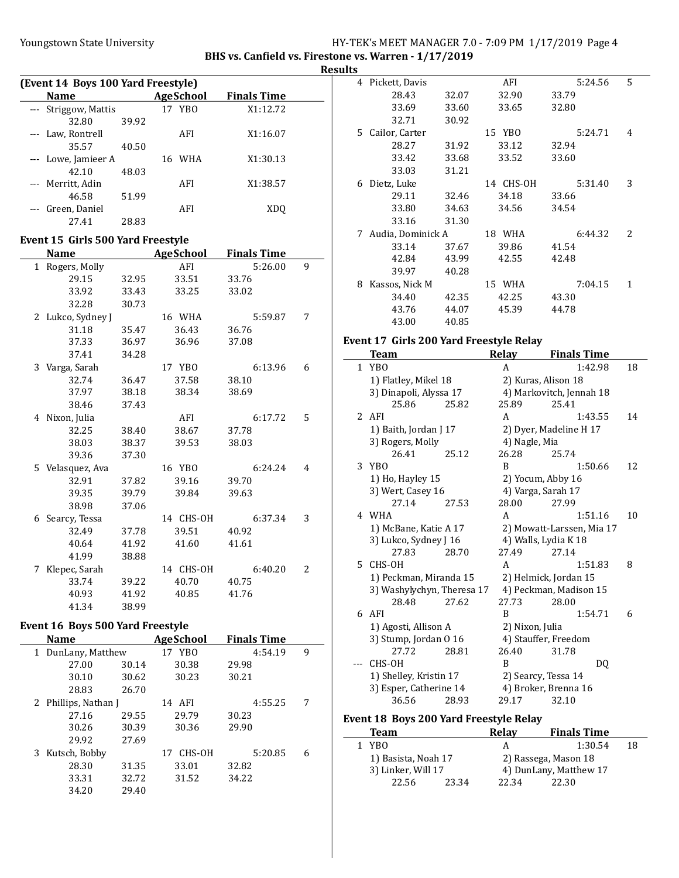BHS vs. Canfield vs. Firestone vs. Warren - 1/17/2019

Results

**(Event 14 Boys 100 Yard Freestyle)**

| | Name | AgeSchool | Finals Time | |
|---|---|---|---|---|
| --- | Striggow, Mattis | 17 YBO | X1:12.72 | |
| | 32.80 39.92 | | | |
| --- | Law, Rontrell | AFI | X1:16.07 | |
| | 35.57 40.50 | | | |
| --- | Lowe, Jamieer A | 16 WHA | X1:30.13 | |
| | 42.10 48.03 | | | |
| --- | Merritt, Adin | AFI | X1:38.57 | |
| | 46.58 51.99 | | | |
| --- | Green, Daniel | AFI | XDQ | |
| | 27.41 28.83 | | | |

**Event 15 Girls 500 Yard Freestyle**

| | Name | AgeSchool | Finals Time | |
|---|---|---|---|---|
| 1 | Rogers, Molly | AFI | 5:26.00 | 9 |
| | 29.15 32.95 33.51 33.76 | | | |
| | 33.92 33.43 33.25 33.02 | | | |
| | 32.28 30.73 | | | |
| 2 | Lukco, Sydney J | 16 WHA | 5:59.87 | 7 |
| | 31.18 35.47 36.43 36.76 | | | |
| | 37.33 36.97 36.96 37.08 | | | |
| | 37.41 34.28 | | | |
| 3 | Varga, Sarah | 17 YBO | 6:13.96 | 6 |
| | 32.74 36.47 37.58 38.10 | | | |
| | 37.97 38.18 38.34 38.69 | | | |
| | 38.46 37.43 | | | |
| 4 | Nixon, Julia | AFI | 6:17.72 | 5 |
| | 32.25 38.40 38.67 37.78 | | | |
| | 38.03 38.37 39.53 38.03 | | | |
| | 39.36 37.30 | | | |
| 5 | Velasquez, Ava | 16 YBO | 6:24.24 | 4 |
| | 32.91 37.82 39.16 39.70 | | | |
| | 39.35 39.79 39.84 39.63 | | | |
| | 38.98 37.06 | | | |
| 6 | Searcy, Tessa | 14 CHS-OH | 6:37.34 | 3 |
| | 32.49 37.78 39.51 40.92 | | | |
| | 40.64 41.92 41.60 41.61 | | | |
| | 41.99 38.88 | | | |
| 7 | Klepec, Sarah | 14 CHS-OH | 6:40.20 | 2 |
| | 33.74 39.22 40.70 40.75 | | | |
| | 40.93 41.92 40.85 41.76 | | | |
| | 41.34 38.99 | | | |

**Event 16 Boys 500 Yard Freestyle**

| | Name | AgeSchool | Finals Time | |
|---|---|---|---|---|
| 1 | DunLany, Matthew | 17 YBO | 4:54.19 | 9 |
| | 27.00 30.14 30.38 29.98 | | | |
| | 30.10 30.62 30.23 30.21 | | | |
| | 28.83 26.70 | | | |
| 2 | Phillips, Nathan J | 14 AFI | 4:55.25 | 7 |
| | 27.16 29.55 29.79 30.23 | | | |
| | 30.26 30.39 30.36 29.90 | | | |
| | 29.92 27.69 | | | |
| 3 | Kutsch, Bobby | 17 CHS-OH | 5:20.85 | 6 |
| | 28.30 31.35 33.01 32.82 | | | |
| | 33.31 32.72 31.52 34.22 | | | |
| | 34.20 29.40 | | | |
| 4 | Pickett, Davis | AFI | 5:24.56 | 5 |
| | 28.43 32.07 32.90 33.79 | | | |
| | 33.69 33.60 33.65 32.80 | | | |
| | 32.71 30.92 | | | |
| 5 | Cailor, Carter | 15 YBO | 5:24.71 | 4 |
| | 28.27 31.92 33.12 32.94 | | | |
| | 33.42 33.68 33.52 33.60 | | | |
| | 33.03 31.21 | | | |
| 6 | Dietz, Luke | 14 CHS-OH | 5:31.40 | 3 |
| | 29.11 32.46 34.18 33.66 | | | |
| | 33.80 34.63 34.56 34.54 | | | |
| | 33.16 31.30 | | | |
| 7 | Audia, Dominick A | 18 WHA | 6:44.32 | 2 |
| | 33.14 37.67 39.86 41.54 | | | |
| | 42.84 43.99 42.55 42.48 | | | |
| | 39.97 40.28 | | | |
| 8 | Kassos, Nick M | 15 WHA | 7:04.15 | 1 |
| | 34.40 42.35 42.25 43.30 | | | |
| | 43.76 44.07 45.39 44.78 | | | |
| | 43.00 40.85 | | | |

**Event 17 Girls 200 Yard Freestyle Relay**

| | Team | Relay | Finals Time | |
|---|---|---|---|---|
| 1 | YBO | A | 1:42.98 | 18 |
| | 1) Flatley, Mikel 18 | 2) Kuras, Alison 18 | | |
| | 3) Dinapoli, Alyssa 17 | 4) Markovitch, Jennah 18 | | |
| | 25.86 25.82 25.89 25.41 | | | |
| 2 | AFI | A | 1:43.55 | 14 |
| | 1) Baith, Jordan J 17 | 2) Dyer, Madeline H 17 | | |
| | 3) Rogers, Molly | 4) Nagle, Mia | | |
| | 26.41 25.12 26.28 25.74 | | | |
| 3 | YBO | B | 1:50.66 | 12 |
| | 1) Ho, Hayley 15 | 2) Yocum, Abby 16 | | |
| | 3) Wert, Casey 16 | 4) Varga, Sarah 17 | | |
| | 27.14 27.53 28.00 27.99 | | | |
| 4 | WHA | A | 1:51.16 | 10 |
| | 1) McBane, Katie A 17 | 2) Mowatt-Larssen, Mia 17 | | |
| | 3) Lukco, Sydney J 16 | 4) Walls, Lydia K 18 | | |
| | 27.83 28.70 27.49 27.14 | | | |
| 5 | CHS-OH | A | 1:51.83 | 8 |
| | 1) Peckman, Miranda 15 | 2) Helmick, Jordan 15 | | |
| | 3) Washylychyn, Theresa 17 | 4) Peckman, Madison 15 | | |
| | 28.48 27.62 27.73 28.00 | | | |
| 6 | AFI | B | 1:54.71 | 6 |
| | 1) Agosti, Allison A | 2) Nixon, Julia | | |
| | 3) Stump, Jordan O 16 | 4) Stauffer, Freedom | | |
| | 27.72 28.81 26.40 31.78 | | | |
| --- | CHS-OH | B | DQ | |
| | 1) Shelley, Kristin 17 | 2) Searcy, Tessa 14 | | |
| | 3) Esper, Catherine 14 | 4) Broker, Brenna 16 | | |
| | 36.56 28.93 29.17 32.10 | | | |

**Event 18 Boys 200 Yard Freestyle Relay**

| | Team | Relay | Finals Time | |
|---|---|---|---|---|
| 1 | YBO | A | 1:30.54 | 18 |
| | 1) Basista, Noah 17 | 2) Rassega, Mason 18 | | |
| | 3) Linker, Will 17 | 4) DunLany, Matthew 17 | | |
| | 22.56 23.34 22.34 22.30 | | | |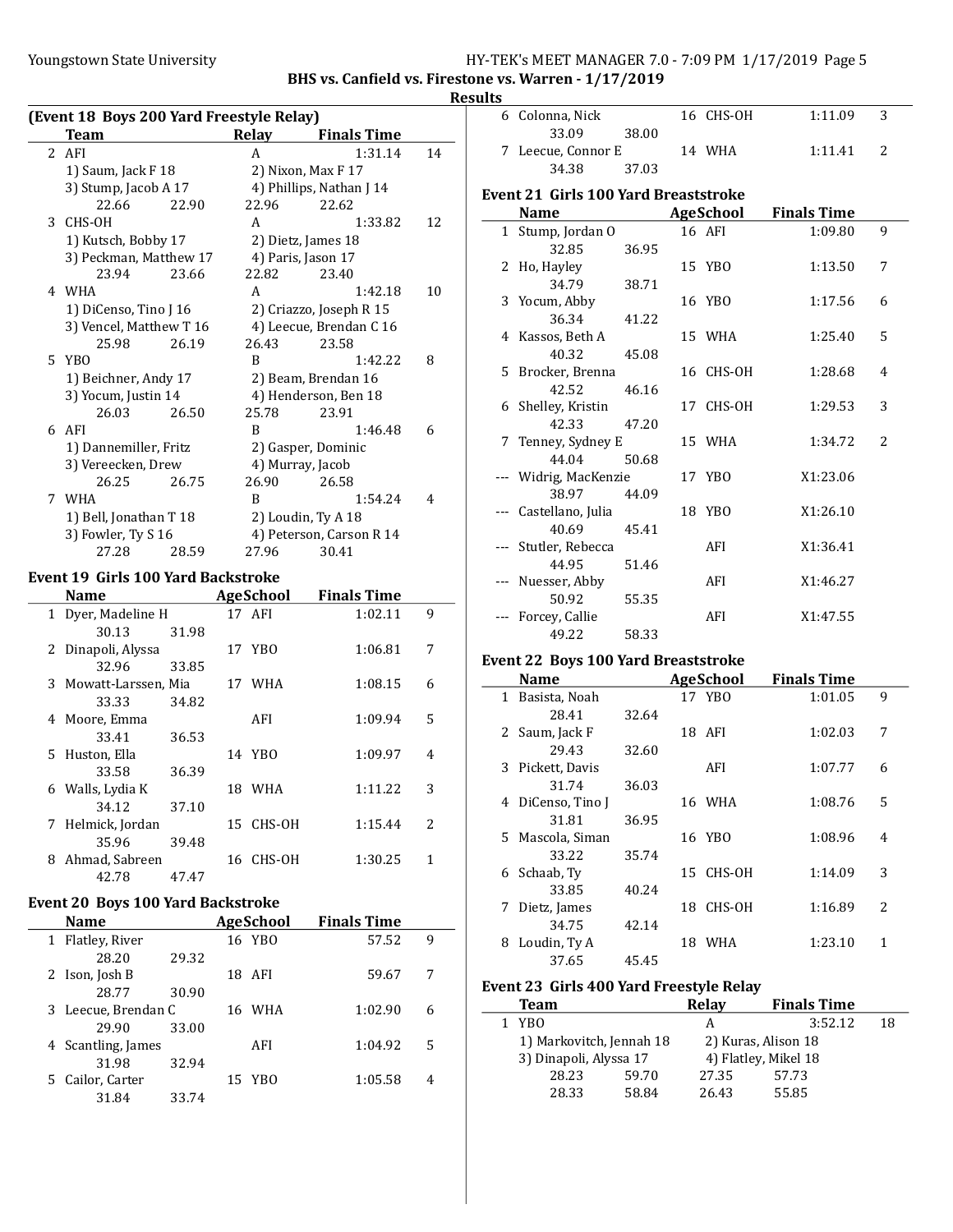## BHS vs. Canfield vs. Firestone vs. Warren - 1/17/2019

### Results

### (Event 18 Boys 200 Yard Freestyle Relay)

| | Team | Relay | Finals Time | |
|---|---|---|---|---|
| 2 | AFI | A | 1:31.14 | 14 |
| | 1) Saum, Jack F 18 | 2) Nixon, Max F 17 | | |
| | 3) Stump, Jacob A 17 | 4) Phillips, Nathan J 14 | | |
| | 22.66 22.90 | 22.96 22.62 | | |
| 3 | CHS-OH | A | 1:33.82 | 12 |
| | 1) Kutsch, Bobby 17 | 2) Dietz, James 18 | | |
| | 3) Peckman, Matthew 17 | 4) Paris, Jason 17 | | |
| | 23.94 23.66 | 22.82 23.40 | | |
| 4 | WHA | A | 1:42.18 | 10 |
| | 1) DiCenso, Tino J 16 | 2) Criazzo, Joseph R 15 | | |
| | 3) Vencel, Matthew T 16 | 4) Leecue, Brendan C 16 | | |
| | 25.98 26.19 | 26.43 23.58 | | |
| 5 | YBO | B | 1:42.22 | 8 |
| | 1) Beichner, Andy 17 | 2) Beam, Brendan 16 | | |
| | 3) Yocum, Justin 14 | 4) Henderson, Ben 18 | | |
| | 26.03 26.50 | 25.78 23.91 | | |
| 6 | AFI | B | 1:46.48 | 6 |
| | 1) Dannemiller, Fritz | 2) Gasper, Dominic | | |
| | 3) Vereecken, Drew | 4) Murray, Jacob | | |
| | 26.25 26.75 | 26.90 26.58 | | |
| 7 | WHA | B | 1:54.24 | 4 |
| | 1) Bell, Jonathan T 18 | 2) Loudin, Ty A 18 | | |
| | 3) Fowler, Ty S 16 | 4) Peterson, Carson R 14 | | |
| | 27.28 28.59 | 27.96 30.41 | | |

### Event 19 Girls 100 Yard Backstroke

| | Name | Age | School | Finals Time | |
|---|---|---|---|---|---|
| 1 | Dyer, Madeline H | 17 | AFI | 1:02.11 | 9 |
| | 30.13 31.98 | | | | |
| 2 | Dinapoli, Alyssa | 17 | YBO | 1:06.81 | 7 |
| | 32.96 33.85 | | | | |
| 3 | Mowatt-Larssen, Mia | 17 | WHA | 1:08.15 | 6 |
| | 33.33 34.82 | | | | |
| 4 | Moore, Emma | | AFI | 1:09.94 | 5 |
| | 33.41 36.53 | | | | |
| 5 | Huston, Ella | 14 | YBO | 1:09.97 | 4 |
| | 33.58 36.39 | | | | |
| 6 | Walls, Lydia K | 18 | WHA | 1:11.22 | 3 |
| | 34.12 37.10 | | | | |
| 7 | Helmick, Jordan | 15 | CHS-OH | 1:15.44 | 2 |
| | 35.96 39.48 | | | | |
| 8 | Ahmad, Sabreen | 16 | CHS-OH | 1:30.25 | 1 |
| | 42.78 47.47 | | | | |

### Event 20 Boys 100 Yard Backstroke

| | Name | Age | School | Finals Time | |
|---|---|---|---|---|---|
| 1 | Flatley, River | 16 | YBO | 57.52 | 9 |
| | 28.20 29.32 | | | | |
| 2 | Ison, Josh B | 18 | AFI | 59.67 | 7 |
| | 28.77 30.90 | | | | |
| 3 | Leecue, Brendan C | 16 | WHA | 1:02.90 | 6 |
| | 29.90 33.00 | | | | |
| 4 | Scantling, James | | AFI | 1:04.92 | 5 |
| | 31.98 32.94 | | | | |
| 5 | Cailor, Carter | 15 | YBO | 1:05.58 | 4 |
| | 31.84 33.74 | | | | |
| 6 | Colonna, Nick | 16 | CHS-OH | 1:11.09 | 3 |
| | 33.09 38.00 | | | | |
| 7 | Leecue, Connor E | 14 | WHA | 1:11.41 | 2 |
| | 34.38 37.03 | | | | |

### Event 21 Girls 100 Yard Breaststroke

| | Name | Age | School | Finals Time | |
|---|---|---|---|---|---|
| 1 | Stump, Jordan O | 16 | AFI | 1:09.80 | 9 |
| | 32.85 36.95 | | | | |
| 2 | Ho, Hayley | 15 | YBO | 1:13.50 | 7 |
| | 34.79 38.71 | | | | |
| 3 | Yocum, Abby | 16 | YBO | 1:17.56 | 6 |
| | 36.34 41.22 | | | | |
| 4 | Kassos, Beth A | 15 | WHA | 1:25.40 | 5 |
| | 40.32 45.08 | | | | |
| 5 | Brocker, Brenna | 16 | CHS-OH | 1:28.68 | 4 |
| | 42.52 46.16 | | | | |
| 6 | Shelley, Kristin | 17 | CHS-OH | 1:29.53 | 3 |
| | 42.33 47.20 | | | | |
| 7 | Tenney, Sydney E | 15 | WHA | 1:34.72 | 2 |
| | 44.04 50.68 | | | | |
| --- | Widrig, MacKenzie | 17 | YBO | X1:23.06 | |
| | 38.97 44.09 | | | | |
| --- | Castellano, Julia | 18 | YBO | X1:26.10 | |
| | 40.69 45.41 | | | | |
| --- | Stutler, Rebecca | | AFI | X1:36.41 | |
| | 44.95 51.46 | | | | |
| --- | Nuesser, Abby | | AFI | X1:46.27 | |
| | 50.92 55.35 | | | | |
| --- | Forcey, Callie | | AFI | X1:47.55 | |
| | 49.22 58.33 | | | | |

### Event 22 Boys 100 Yard Breaststroke

| | Name | Age | School | Finals Time | |
|---|---|---|---|---|---|
| 1 | Basista, Noah | 17 | YBO | 1:01.05 | 9 |
| | 28.41 32.64 | | | | |
| 2 | Saum, Jack F | 18 | AFI | 1:02.03 | 7 |
| | 29.43 32.60 | | | | |
| 3 | Pickett, Davis | | AFI | 1:07.77 | 6 |
| | 31.74 36.03 | | | | |
| 4 | DiCenso, Tino J | 16 | WHA | 1:08.76 | 5 |
| | 31.81 36.95 | | | | |
| 5 | Mascola, Siman | 16 | YBO | 1:08.96 | 4 |
| | 33.22 35.74 | | | | |
| 6 | Schaab, Ty | 15 | CHS-OH | 1:14.09 | 3 |
| | 33.85 40.24 | | | | |
| 7 | Dietz, James | 18 | CHS-OH | 1:16.89 | 2 |
| | 34.75 42.14 | | | | |
| 8 | Loudin, Ty A | 18 | WHA | 1:23.10 | 1 |
| | 37.65 45.45 | | | | |

### Event 23 Girls 400 Yard Freestyle Relay

| | Team | Relay | Finals Time | |
|---|---|---|---|---|
| 1 | YBO | A | 3:52.12 | 18 |
| | 1) Markovitch, Jennah 18 | 2) Kuras, Alison 18 | | |
| | 3) Dinapoli, Alyssa 17 | 4) Flatley, Mikel 18 | | |
| | 28.23 59.70 | 27.35 57.73 | | |
| | 28.33 58.84 | 26.43 55.85 | | |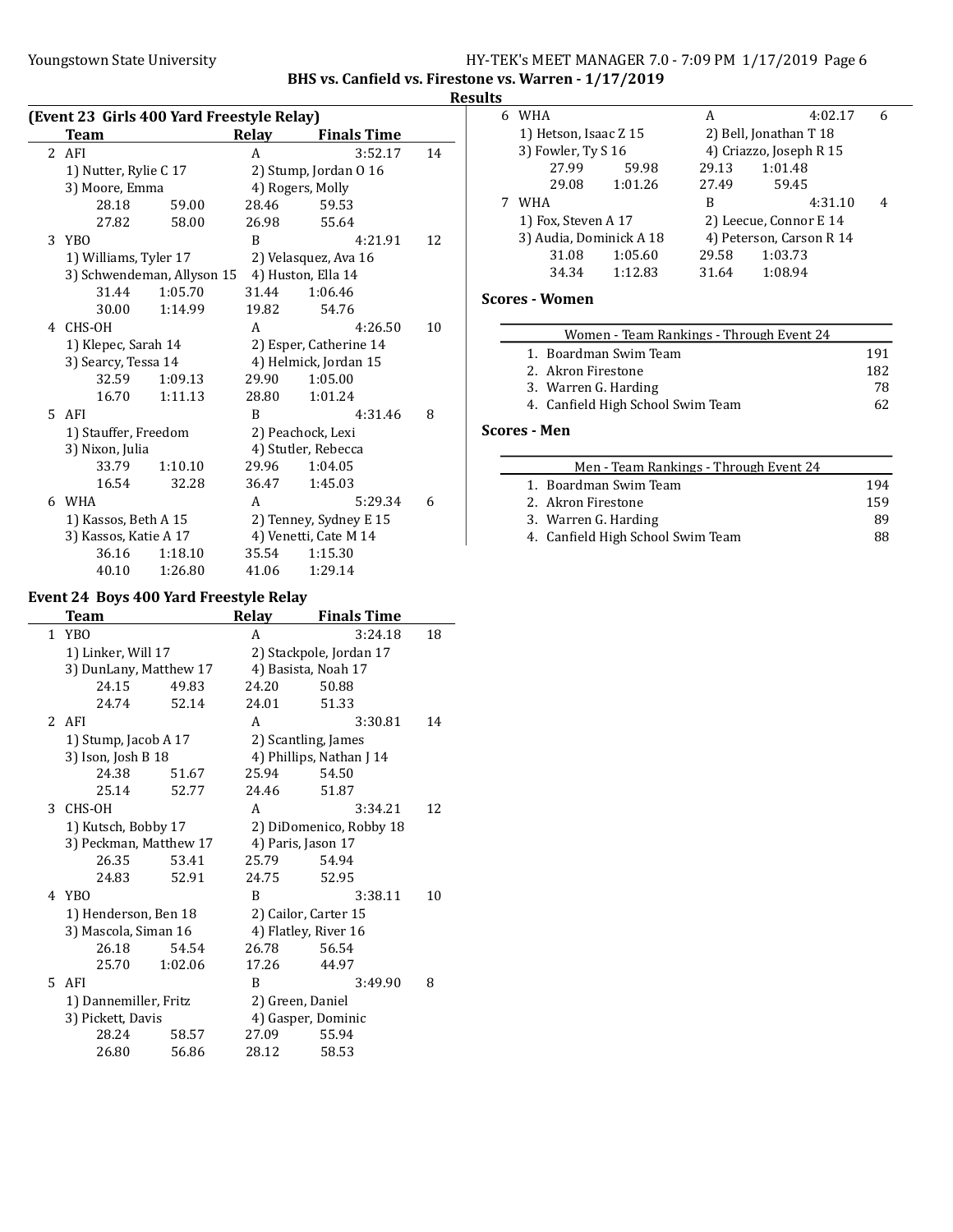## BHS vs. Canfield vs. Firestone vs. Warren - 1/17/2019

### Results

#### (Event 23 Girls 400 Yard Freestyle Relay)

| | Team | Relay | Finals Time | |
|---|---|---|---|---|
| 2 | AFI | A | 3:52.17 | 14 |
| | 1) Nutter, Rylie C 17 | 2) Stump, Jordan O 16 | | |
| | 3) Moore, Emma | 4) Rogers, Molly | | |
| | 28.18 59.00 | 28.46 59.53 | | |
| | 27.82 58.00 | 26.98 55.64 | | |
| 3 | YBO | B | 4:21.91 | 12 |
| | 1) Williams, Tyler 17 | 2) Velasquez, Ava 16 | | |
| | 3) Schwendeman, Allyson 15 | 4) Huston, Ella 14 | | |
| | 31.44 1:05.70 | 31.44 1:06.46 | | |
| | 30.00 1:14.99 | 19.82 54.76 | | |
| 4 | CHS-OH | A | 4:26.50 | 10 |
| | 1) Klepec, Sarah 14 | 2) Esper, Catherine 14 | | |
| | 3) Searcy, Tessa 14 | 4) Helmick, Jordan 15 | | |
| | 32.59 1:09.13 | 29.90 1:05.00 | | |
| | 16.70 1:11.13 | 28.80 1:01.24 | | |
| 5 | AFI | B | 4:31.46 | 8 |
| | 1) Stauffer, Freedom | 2) Peachock, Lexi | | |
| | 3) Nixon, Julia | 4) Stutler, Rebecca | | |
| | 33.79 1:10.10 | 29.96 1:04.05 | | |
| | 16.54 32.28 | 36.47 1:45.03 | | |
| 6 | WHA | A | 5:29.34 | 6 |
| | 1) Kassos, Beth A 15 | 2) Tenney, Sydney E 15 | | |
| | 3) Kassos, Katie A 17 | 4) Venetti, Cate M 14 | | |
| | 36.16 1:18.10 | 35.54 1:15.30 | | |
| | 40.10 1:26.80 | 41.06 1:29.14 | | |

#### Event 24 Boys 400 Yard Freestyle Relay

| | Team | Relay | Finals Time | |
|---|---|---|---|---|
| 1 | YBO | A | 3:24.18 | 18 |
| | 1) Linker, Will 17 | 2) Stackpole, Jordan 17 | | |
| | 3) DunLany, Matthew 17 | 4) Basista, Noah 17 | | |
| | 24.15 49.83 | 24.20 50.88 | | |
| | 24.74 52.14 | 24.01 51.33 | | |
| 2 | AFI | A | 3:30.81 | 14 |
| | 1) Stump, Jacob A 17 | 2) Scantling, James | | |
| | 3) Ison, Josh B 18 | 4) Phillips, Nathan J 14 | | |
| | 24.38 51.67 | 25.94 54.50 | | |
| | 25.14 52.77 | 24.46 51.87 | | |
| 3 | CHS-OH | A | 3:34.21 | 12 |
| | 1) Kutsch, Bobby 17 | 2) DiDomenico, Robby 18 | | |
| | 3) Peckman, Matthew 17 | 4) Paris, Jason 17 | | |
| | 26.35 53.41 | 25.79 54.94 | | |
| | 24.83 52.91 | 24.75 52.95 | | |
| 4 | YBO | B | 3:38.11 | 10 |
| | 1) Henderson, Ben 18 | 2) Cailor, Carter 15 | | |
| | 3) Mascola, Siman 16 | 4) Flatley, River 16 | | |
| | 26.18 54.54 | 26.78 56.54 | | |
| | 25.70 1:02.06 | 17.26 44.97 | | |
| 5 | AFI | B | 3:49.90 | 8 |
| | 1) Dannemiller, Fritz | 2) Green, Daniel | | |
| | 3) Pickett, Davis | 4) Gasper, Dominic | | |
| | 28.24 58.57 | 27.09 55.94 | | |
| | 26.80 56.86 | 28.12 58.53 | | |
| 6 | WHA | A | 4:02.17 | 6 |
| | 1) Hetson, Isaac Z 15 | 2) Bell, Jonathan T 18 | | |
| | 3) Fowler, Ty S 16 | 4) Criazzo, Joseph R 15 | | |
| | 27.99 59.98 | 29.13 1:01.48 | | |
| | 29.08 1:01.26 | 27.49 59.45 | | |
| 7 | WHA | B | 4:31.10 | 4 |
| | 1) Fox, Steven A 17 | 2) Leecue, Connor E 14 | | |
| | 3) Audia, Dominick A 18 | 4) Peterson, Carson R 14 | | |
| | 31.08 1:05.60 | 29.58 1:03.73 | | |
| | 34.34 1:12.83 | 31.64 1:08.94 | | |

### Scores - Women

| Women - Team Rankings - Through Event 24 | |
|---|---|
| 1. Boardman Swim Team | 191 |
| 2. Akron Firestone | 182 |
| 3. Warren G. Harding | 78 |
| 4. Canfield High School Swim Team | 62 |

### Scores - Men

| Men - Team Rankings - Through Event 24 | |
|---|---|
| 1. Boardman Swim Team | 194 |
| 2. Akron Firestone | 159 |
| 3. Warren G. Harding | 89 |
| 4. Canfield High School Swim Team | 88 |